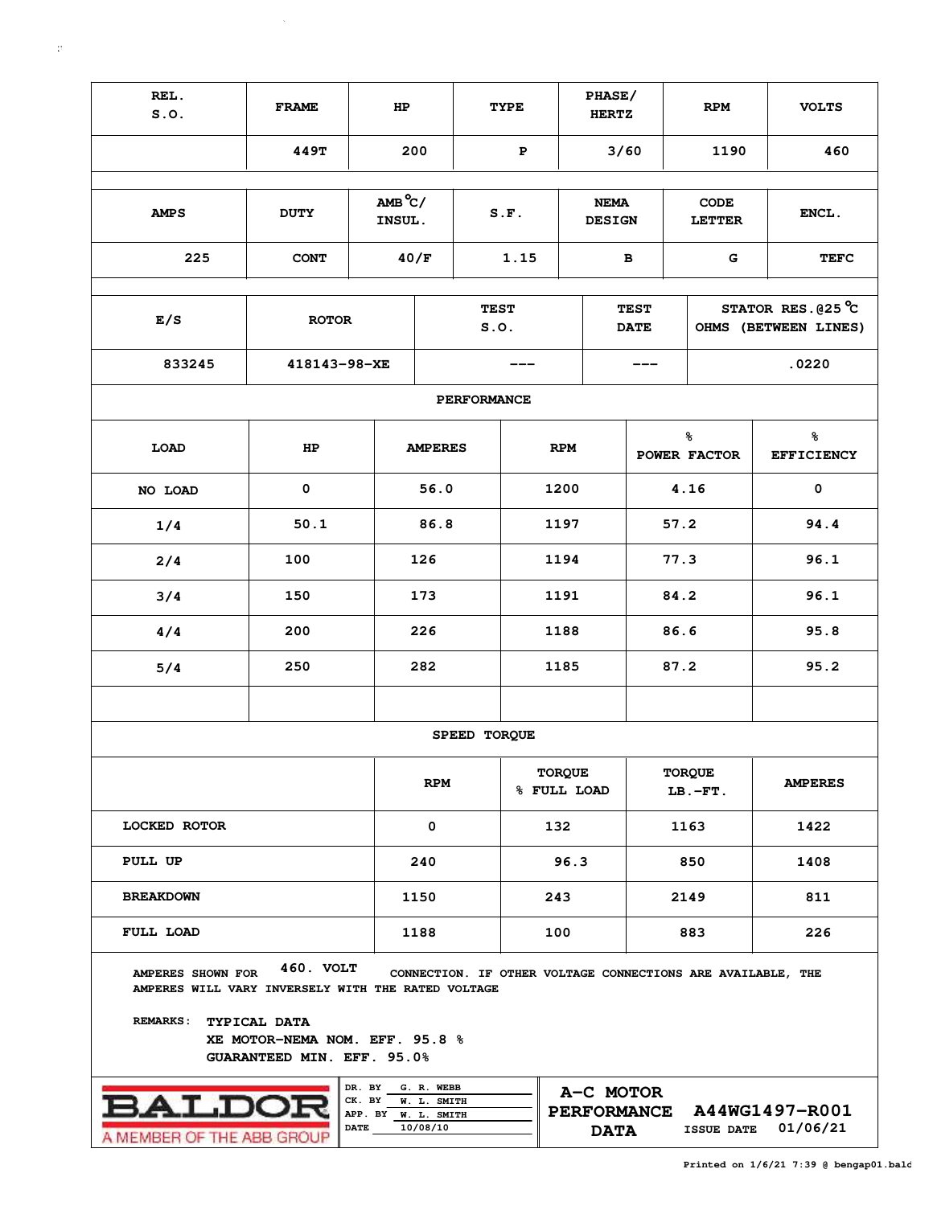| REL. S.O. | FRAME | HP | TYPE | PHASE/ HERTZ | RPM | VOLTS |
|---|---|---|---|---|---|---|
| | 449T | 200 | P | 3/60 | 1190 | 460 |

| AMPS | DUTY | AMB °C/ INSUL. | S.F. | NEMA DESIGN | CODE LETTER | ENCL. |
|---|---|---|---|---|---|---|
| 225 | CONT | 40/F | 1.15 | B | G | TEFC |

| E/S | ROTOR | TEST S.O. | TEST DATE | STATOR RES.@25 °C OHMS (BETWEEN LINES) |
|---|---|---|---|---|
| 833245 | 418143-98-XE | --- | --- | .0220 |

**PERFORMANCE**

| LOAD | HP | AMPERES | RPM | % POWER FACTOR | % EFFICIENCY |
|---|---|---|---|---|---|
| NO LOAD | 0 | 56.0 | 1200 | 4.16 | 0 |
| 1/4 | 50.1 | 86.8 | 1197 | 57.2 | 94.4 |
| 2/4 | 100 | 126 | 1194 | 77.3 | 96.1 |
| 3/4 | 150 | 173 | 1191 | 84.2 | 96.1 |
| 4/4 | 200 | 226 | 1188 | 86.6 | 95.8 |
| 5/4 | 250 | 282 | 1185 | 87.2 | 95.2 |

**SPEED TORQUE**

| | RPM | TORQUE % FULL LOAD | TORQUE LB.-FT. | AMPERES |
|---|---|---|---|---|
| LOCKED ROTOR | 0 | 132 | 1163 | 1422 |
| PULL UP | 240 | 96.3 | 850 | 1408 |
| BREAKDOWN | 1150 | 243 | 2149 | 811 |
| FULL LOAD | 1188 | 100 | 883 | 226 |

AMPERES SHOWN FOR 460. VOLT CONNECTION. IF OTHER VOLTAGE CONNECTIONS ARE AVAILABLE, THE AMPERES WILL VARY INVERSELY WITH THE RATED VOLTAGE

REMARKS: TYPICAL DATA
XE MOTOR-NEMA NOM. EFF. 95.8 %
GUARANTEED MIN. EFF. 95.0%

BALDOR
A MEMBER OF THE ABB GROUP

DR. BY G. R. WEBB
CK. BY W. L. SMITH
APP. BY W. L. SMITH
DATE 10/08/10

A-C MOTOR PERFORMANCE DATA

A44WG1497-R001

ISSUE DATE 01/06/21

Printed on 1/6/21 7:39 @ bengap01.bald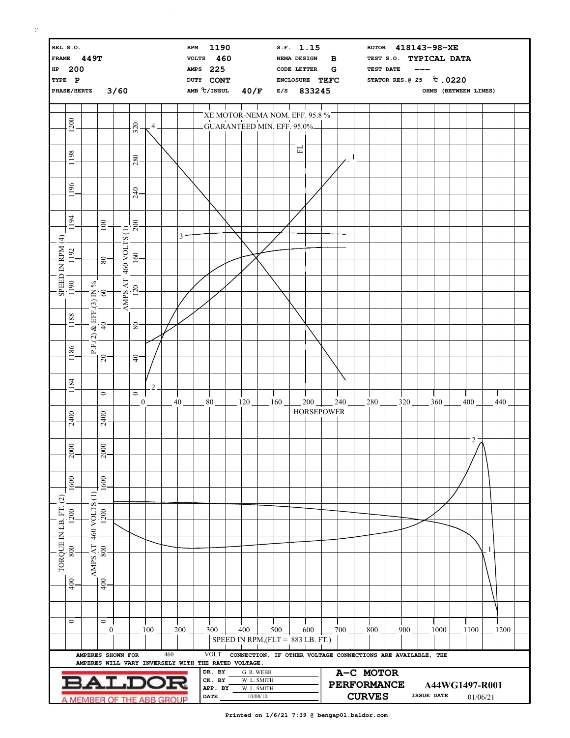| | | | | | | | |
|---|---|---|---|---|---|---|---|
| REL S.O. | | RPM | 1190 | S.F. | 1.15 | ROTOR | 418143-98-XE |
| FRAME | 449T | VOLTS | 460 | NEMA DESIGN | B | TEST S.O. | TYPICAL DATA |
| HP | 200 | AMPS | 225 | CODE LETTER | G | TEST DATE | --- |
| TYPE | P | DUTY | CONT | ENCLOSURE | TEFC | STATOR RES.@ 25 ℃ | .0220 |
| PHASE/HERTZ | 3/60 | AMB ℃/INSUL | 40/F | E/S | 833245 | | OHMS (BETWEEN LINES) |

XE MOTOR-NEMA NOM. EFF. 95.8 %

GUARANTEED MIN. EFF. 95.0%

SPEED IN RPM (4) | P.F.(2) & EFF.(3) IN % | AMPS AT 460 VOLTS (1)

HORSEPOWER

TORQUE IN LB. FT. (2) | AMPS AT 460 VOLTS (1)

SPEED IN RPM,(FLT = 883 LB. FT.)

AMPERES SHOWN FOR 460 VOLT CONNECTION, IF OTHER VOLTAGE CONNECTIONS ARE AVAILABLE, THE AMPERES WILL VARY INVERSELY WITH THE RATED VOLTAGE.

| | | | |
|---|---|---|---|
| **BALDOR** A MEMBER OF THE ABB GROUP | DR. BY: G. R. WEBB | **A-C MOTOR PERFORMANCE CURVES** | A44WG1497-R001 |
| | CK. BY: W. L. SMITH | | |
| | APP. BY: W. L. SMITH | | ISSUE DATE 01/06/21 |
| | DATE: 10/08/10 | | |

Printed on 1/6/21 7:39 @ bengap01.baldor.com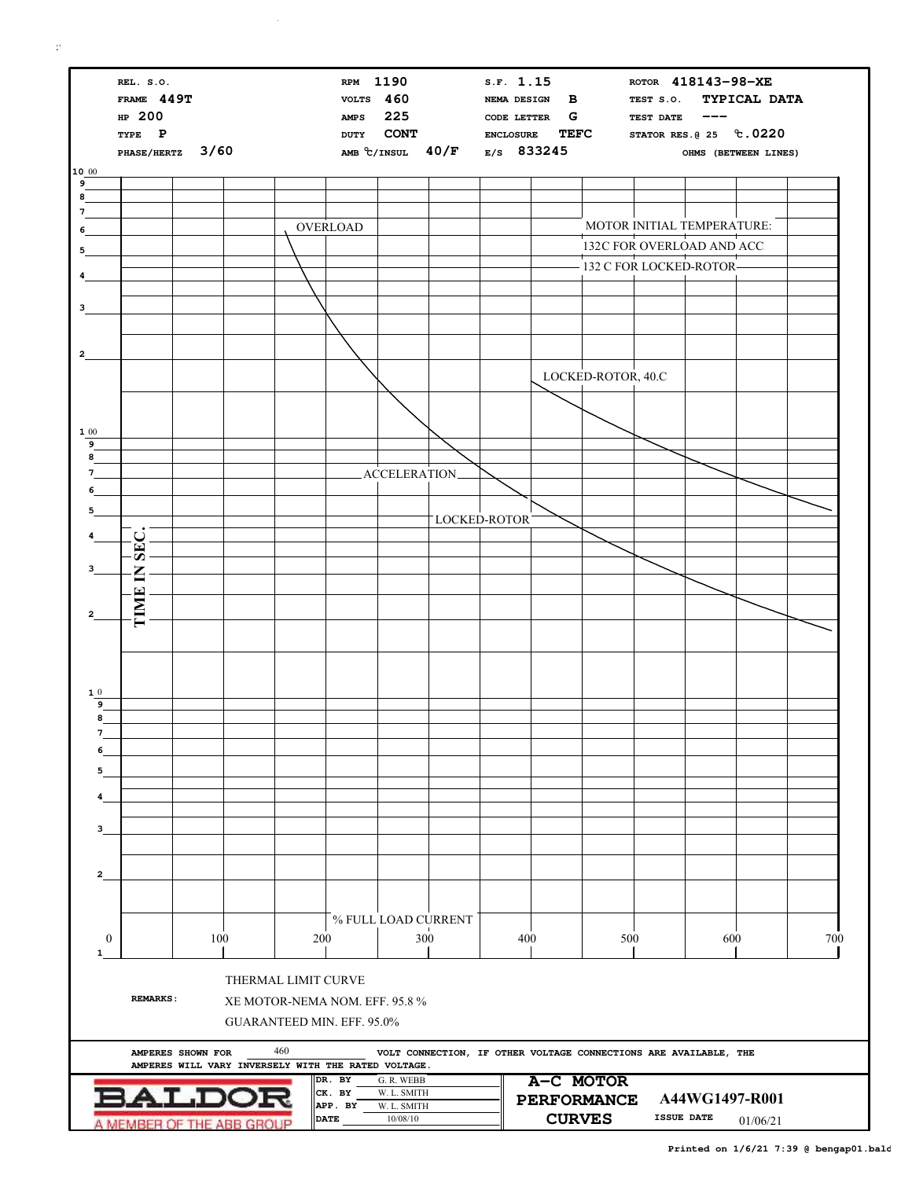| | | | | | | | |
|---|---|---|---|---|---|---|---|
| REL. S.O. | | RPM | 1190 | S.F. | 1.15 | ROTOR | 418143-98-XE |
| FRAME | 449T | VOLTS | 460 | NEMA DESIGN | B | TEST S.O. | TYPICAL DATA |
| HP | 200 | AMPS | 225 | CODE LETTER | G | TEST DATE | --- |
| TYPE | P | DUTY | CONT | ENCLOSURE | TEFC | STATOR RES.@ 25 ℃ | .0220 |
| PHASE/HERTZ | 3/60 | AMB ℃/INSUL | 40/F | E/S | 833245 | | OHMS (BETWEEN LINES) |

OVERLOAD

MOTOR INITIAL TEMPERATURE:

132C FOR OVERLOAD AND ACC.

132 C FOR LOCKED-ROTOR

LOCKED-ROTOR, 40.C

ACCELERATION

LOCKED-ROTOR

TIME IN SEC.

% FULL LOAD CURRENT

0 100 200 300 400 500 600 700

1 2 3 4 5 6 7 8 9 1 0 2 3 4 5 6 7 8 9 1 00 2 3 4 5 6 7 8 9 10 00

THERMAL LIMIT CURVE

**REMARKS:** XE MOTOR-NEMA NOM. EFF. 95.8 %

GUARANTEED MIN. EFF. 95.0%

AMPERES SHOWN FOR 460 VOLT CONNECTION, IF OTHER VOLTAGE CONNECTIONS ARE AVAILABLE, THE AMPERES WILL VARY INVERSELY WITH THE RATED VOLTAGE.

BALDOR
A MEMBER OF THE ABB GROUP

| | |
|---|---|
| DR. BY | G. R. WEBB |
| CK. BY | W. L. SMITH |
| APP. BY | W. L. SMITH |
| DATE | 10/08/10 |

A-C MOTOR PERFORMANCE CURVES

A44WG1497-R001

ISSUE DATE 01/06/21

Printed on 1/6/21 7:39 @ bengap01.bald